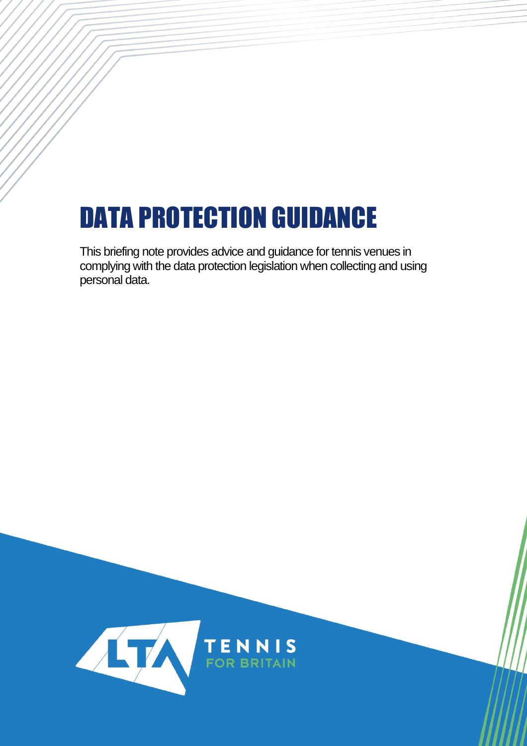# DATA PROTECTION GUIDANCE

This briefing note provides advice and guidance for tennis venues in complying with the data protection legislation when collecting and using personal data.

LTA TENNIS FOR BRITAIN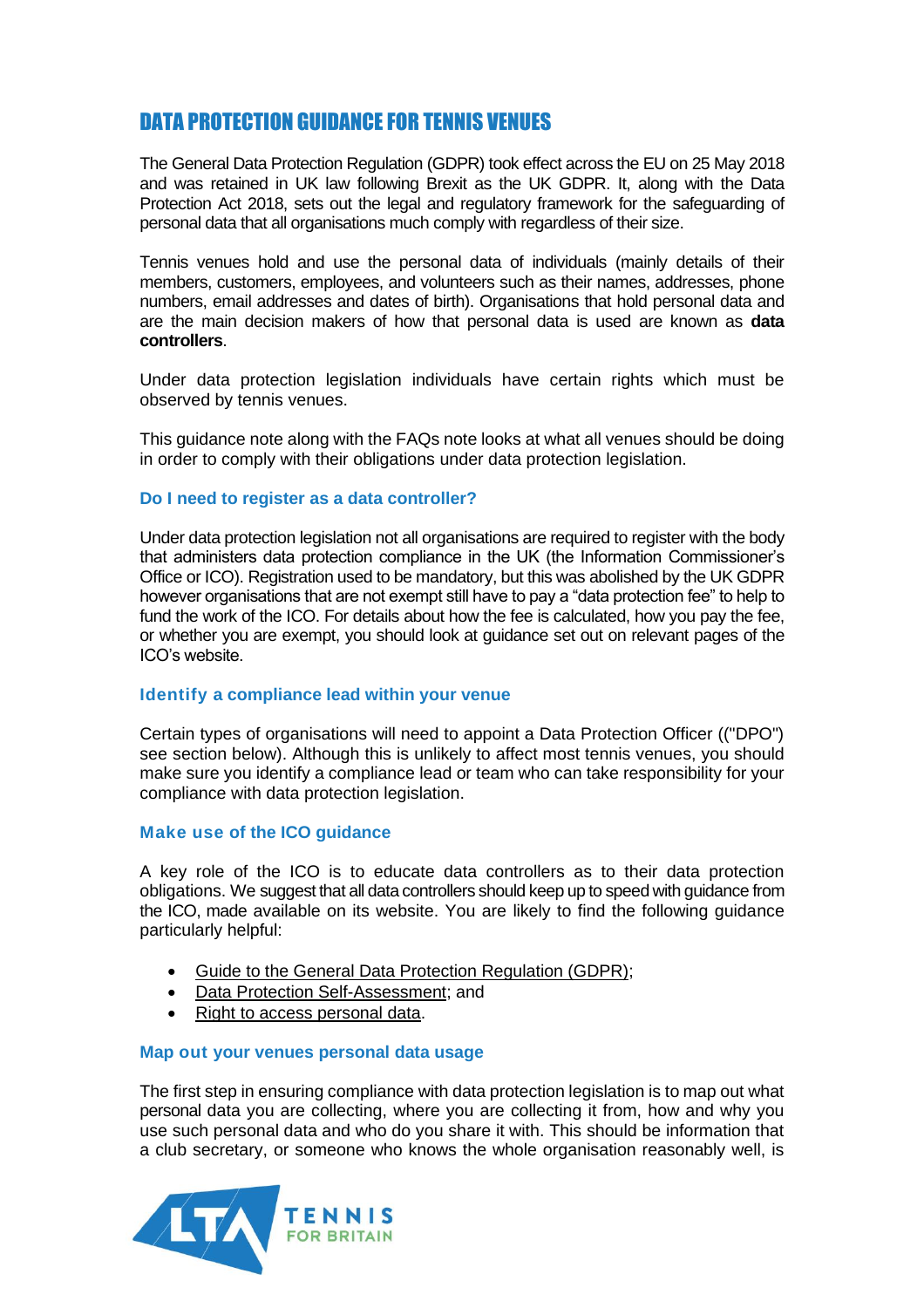# DATA PROTECTION GUIDANCE FOR TENNIS VENUES

The General Data Protection Regulation (GDPR) took effect across the EU on 25 May 2018 and was retained in UK law following Brexit as the UK GDPR. It, along with the Data Protection Act 2018, sets out the legal and regulatory framework for the safeguarding of personal data that all organisations much comply with regardless of their size.

Tennis venues hold and use the personal data of individuals (mainly details of their members, customers, employees, and volunteers such as their names, addresses, phone numbers, email addresses and dates of birth). Organisations that hold personal data and are the main decision makers of how that personal data is used are known as **data controllers**.

Under data protection legislation individuals have certain rights which must be observed by tennis venues.

This guidance note along with the FAQs note looks at what all venues should be doing in order to comply with their obligations under data protection legislation.

### Do I need to register as a data controller?

Under data protection legislation not all organisations are required to register with the body that administers data protection compliance in the UK (the Information Commissioner's Office or ICO). Registration used to be mandatory, but this was abolished by the UK GDPR however organisations that are not exempt still have to pay a "data protection fee" to help to fund the work of the ICO. For details about how the fee is calculated, how you pay the fee, or whether you are exempt, you should look at guidance set out on relevant pages of the ICO's website.

### Identify a compliance lead within your venue

Certain types of organisations will need to appoint a Data Protection Officer (("DPO") see section below). Although this is unlikely to affect most tennis venues, you should make sure you identify a compliance lead or team who can take responsibility for your compliance with data protection legislation.

### Make use of the ICO guidance

A key role of the ICO is to educate data controllers as to their data protection obligations. We suggest that all data controllers should keep up to speed with guidance from the ICO, made available on its website. You are likely to find the following guidance particularly helpful:

- Guide to the General Data Protection Regulation (GDPR);
- Data Protection Self-Assessment; and
- Right to access personal data.

### Map out your venues personal data usage

The first step in ensuring compliance with data protection legislation is to map out what personal data you are collecting, where you are collecting it from, how and why you use such personal data and who do you share it with. This should be information that a club secretary, or someone who knows the whole organisation reasonably well, is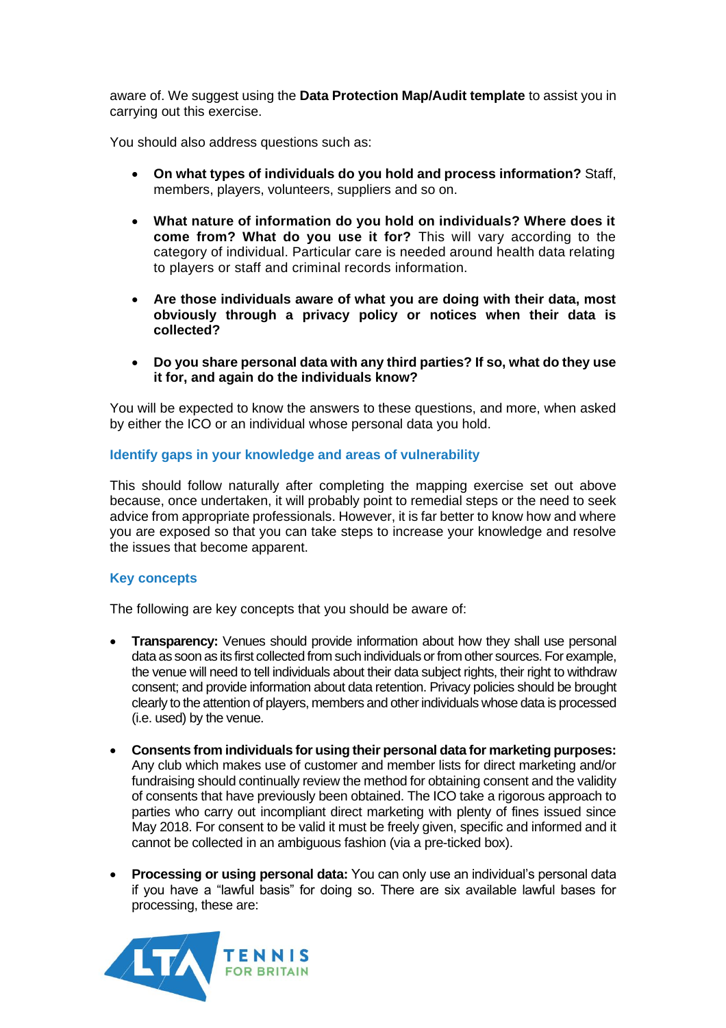aware of. We suggest using the **Data Protection Map/Audit template** to assist you in carrying out this exercise.

You should also address questions such as:

- **On what types of individuals do you hold and process information?** Staff, members, players, volunteers, suppliers and so on.

- **What nature of information do you hold on individuals? Where does it come from? What do you use it for?** This will vary according to the category of individual. Particular care is needed around health data relating to players or staff and criminal records information.

- **Are those individuals aware of what you are doing with their data, most obviously through a privacy policy or notices when their data is collected?**

- **Do you share personal data with any third parties? If so, what do they use it for, and again do the individuals know?**

You will be expected to know the answers to these questions, and more, when asked by either the ICO or an individual whose personal data you hold.

### Identify gaps in your knowledge and areas of vulnerability

This should follow naturally after completing the mapping exercise set out above because, once undertaken, it will probably point to remedial steps or the need to seek advice from appropriate professionals. However, it is far better to know how and where you are exposed so that you can take steps to increase your knowledge and resolve the issues that become apparent.

### Key concepts

The following are key concepts that you should be aware of:

- **Transparency:** Venues should provide information about how they shall use personal data as soon as its first collected from such individuals or from other sources. For example, the venue will need to tell individuals about their data subject rights, their right to withdraw consent; and provide information about data retention. Privacy policies should be brought clearly to the attention of players, members and other individuals whose data is processed (i.e. used) by the venue.

- **Consents from individuals for using their personal data for marketing purposes:** Any club which makes use of customer and member lists for direct marketing and/or fundraising should continually review the method for obtaining consent and the validity of consents that have previously been obtained. The ICO take a rigorous approach to parties who carry out incompliant direct marketing with plenty of fines issued since May 2018. For consent to be valid it must be freely given, specific and informed and it cannot be collected in an ambiguous fashion (via a pre-ticked box).

- **Processing or using personal data:** You can only use an individual's personal data if you have a "lawful basis" for doing so. There are six available lawful bases for processing, these are: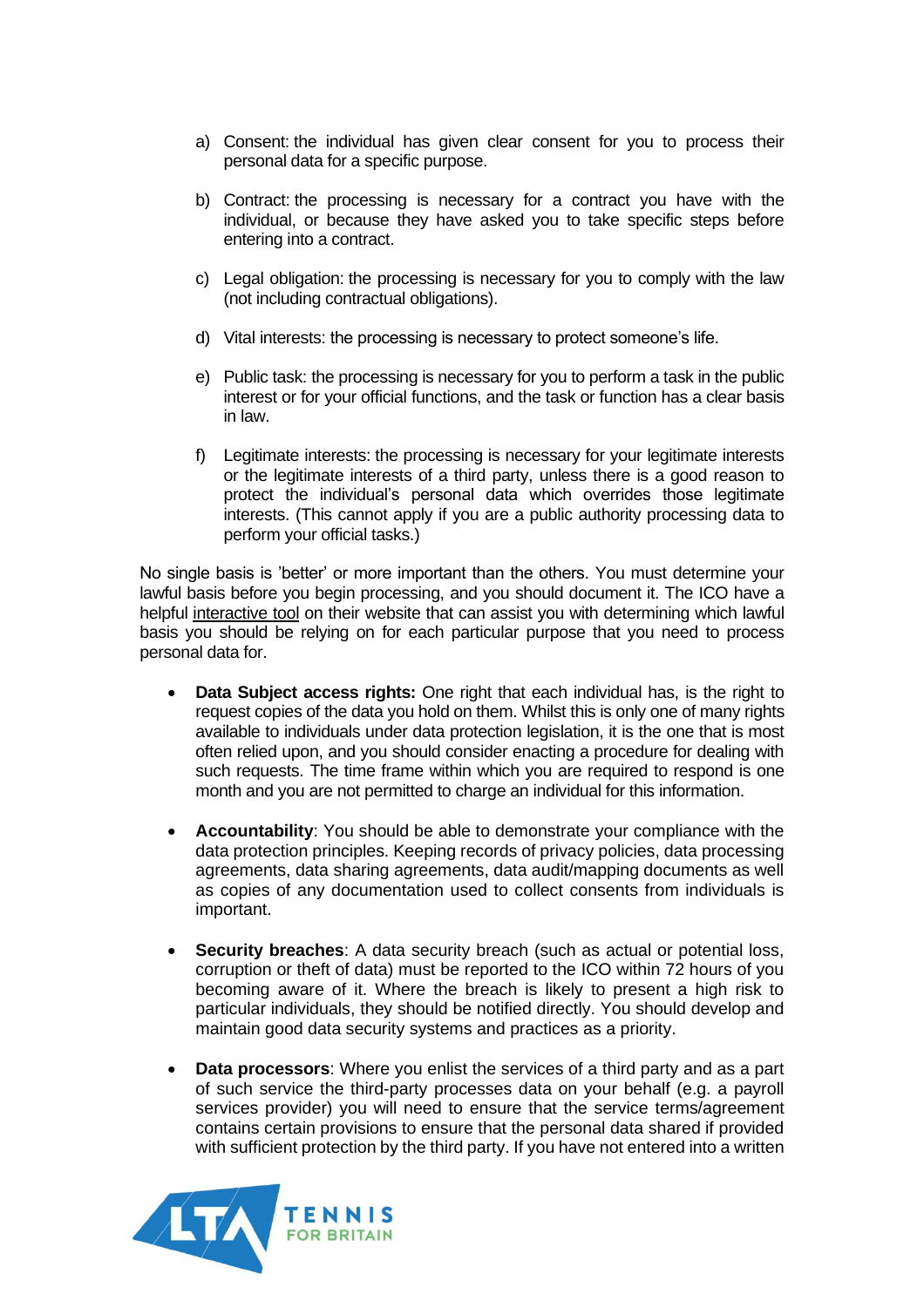a) Consent: the individual has given clear consent for you to process their personal data for a specific purpose.

b) Contract: the processing is necessary for a contract you have with the individual, or because they have asked you to take specific steps before entering into a contract.

c) Legal obligation: the processing is necessary for you to comply with the law (not including contractual obligations).

d) Vital interests: the processing is necessary to protect someone's life.

e) Public task: the processing is necessary for you to perform a task in the public interest or for your official functions, and the task or function has a clear basis in law.

f) Legitimate interests: the processing is necessary for your legitimate interests or the legitimate interests of a third party, unless there is a good reason to protect the individual's personal data which overrides those legitimate interests. (This cannot apply if you are a public authority processing data to perform your official tasks.)

No single basis is 'better' or more important than the others. You must determine your lawful basis before you begin processing, and you should document it. The ICO have a helpful interactive tool on their website that can assist you with determining which lawful basis you should be relying on for each particular purpose that you need to process personal data for.

- **Data Subject access rights:** One right that each individual has, is the right to request copies of the data you hold on them. Whilst this is only one of many rights available to individuals under data protection legislation, it is the one that is most often relied upon, and you should consider enacting a procedure for dealing with such requests. The time frame within which you are required to respond is one month and you are not permitted to charge an individual for this information.

- **Accountability**: You should be able to demonstrate your compliance with the data protection principles. Keeping records of privacy policies, data processing agreements, data sharing agreements, data audit/mapping documents as well as copies of any documentation used to collect consents from individuals is important.

- **Security breaches**: A data security breach (such as actual or potential loss, corruption or theft of data) must be reported to the ICO within 72 hours of you becoming aware of it. Where the breach is likely to present a high risk to particular individuals, they should be notified directly. You should develop and maintain good data security systems and practices as a priority.

- **Data processors**: Where you enlist the services of a third party and as a part of such service the third-party processes data on your behalf (e.g. a payroll services provider) you will need to ensure that the service terms/agreement contains certain provisions to ensure that the personal data shared if provided with sufficient protection by the third party. If you have not entered into a written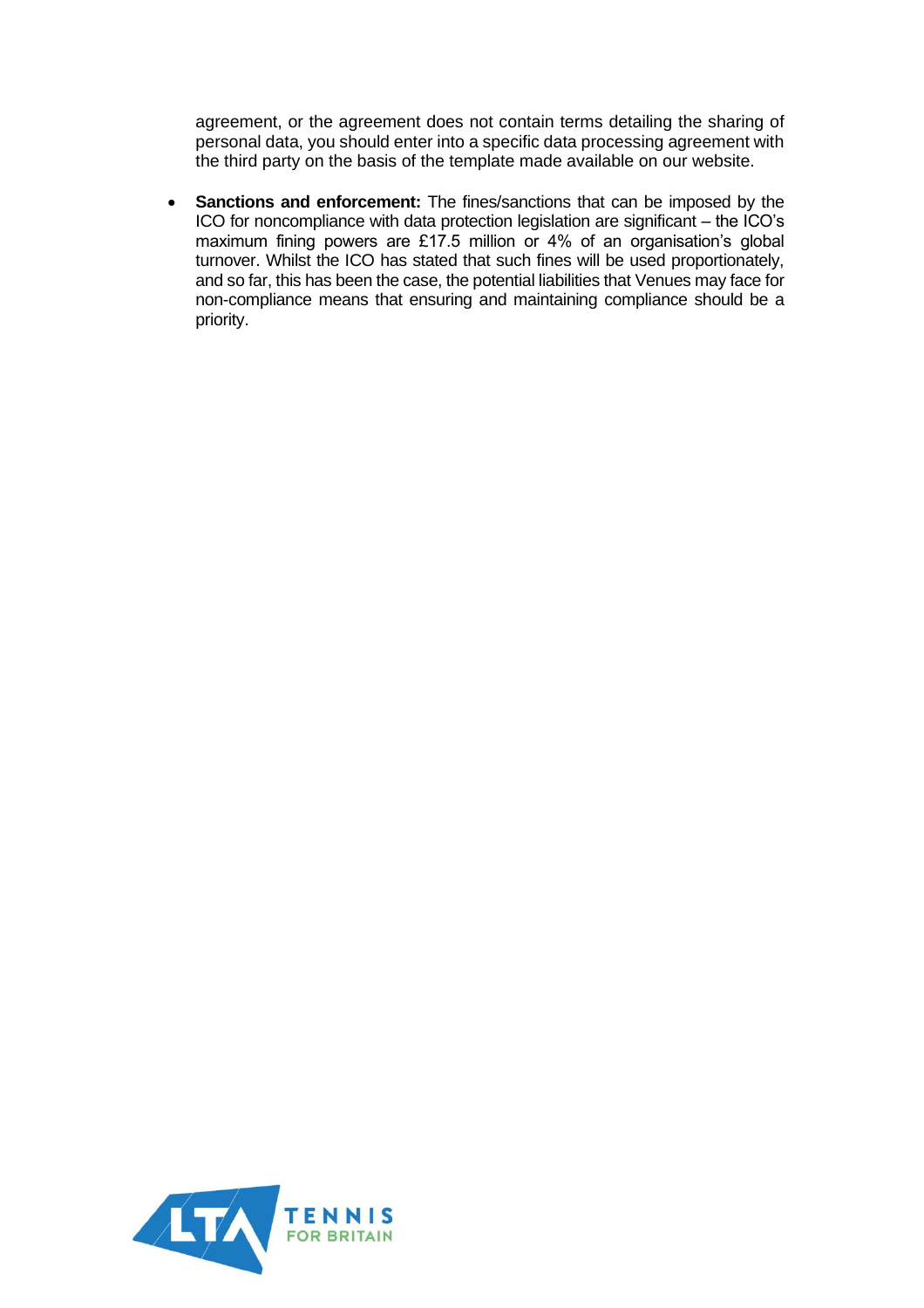agreement, or the agreement does not contain terms detailing the sharing of personal data, you should enter into a specific data processing agreement with the third party on the basis of the template made available on our website.

- **Sanctions and enforcement:** The fines/sanctions that can be imposed by the ICO for noncompliance with data protection legislation are significant – the ICO's maximum fining powers are £17.5 million or 4% of an organisation's global turnover. Whilst the ICO has stated that such fines will be used proportionately, and so far, this has been the case, the potential liabilities that Venues may face for non-compliance means that ensuring and maintaining compliance should be a priority.